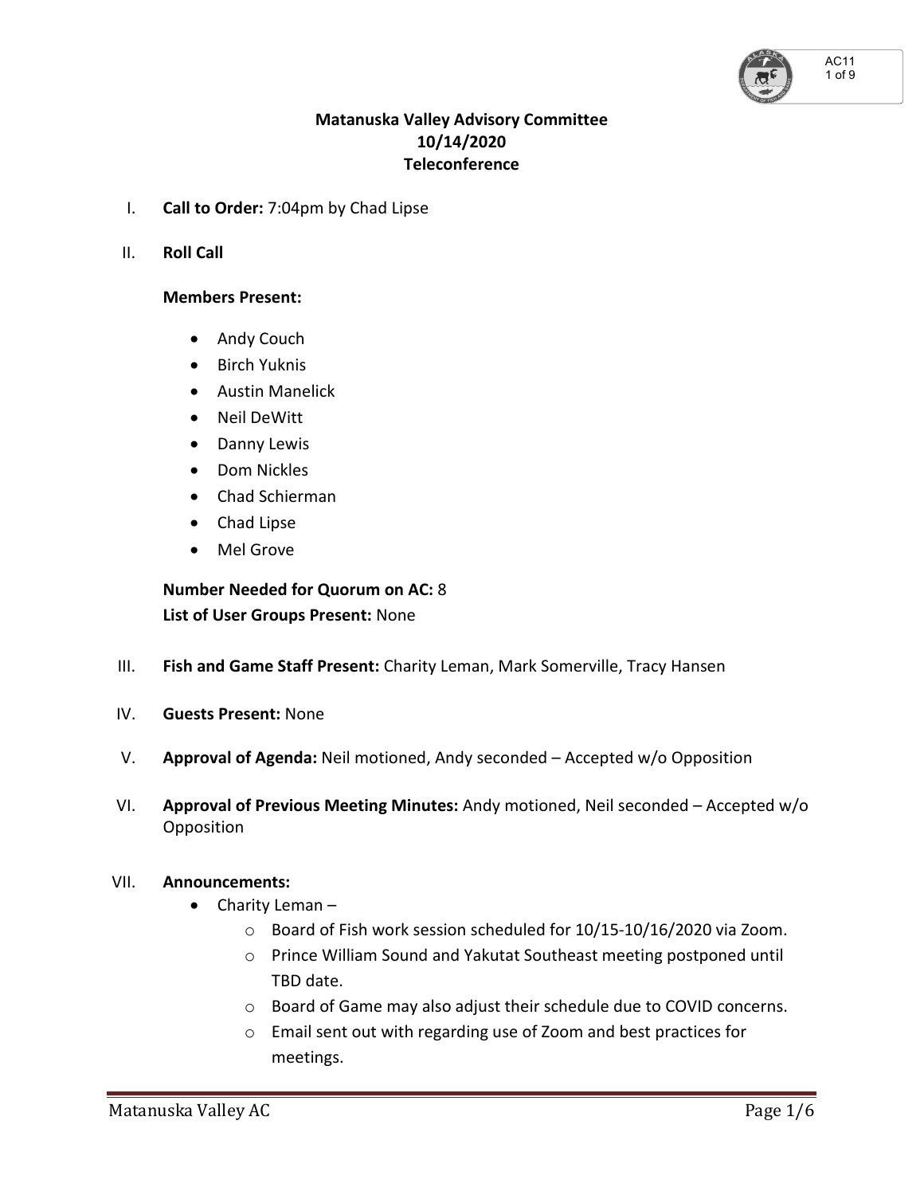**Matanuska Valley Advisory Committee**
**10/14/2020**
**Teleconference**

I. **Call to Order:** 7:04pm by Chad Lipse

II. **Roll Call**

   **Members Present:**

   - Andy Couch
   - Birch Yuknis
   - Austin Manelick
   - Neil DeWitt
   - Danny Lewis
   - Dom Nickles
   - Chad Schierman
   - Chad Lipse
   - Mel Grove

   **Number Needed for Quorum on AC:** 8
   **List of User Groups Present:** None

III. **Fish and Game Staff Present:** Charity Leman, Mark Somerville, Tracy Hansen

IV. **Guests Present:** None

V. **Approval of Agenda:** Neil motioned, Andy seconded – Accepted w/o Opposition

VI. **Approval of Previous Meeting Minutes:** Andy motioned, Neil seconded – Accepted w/o Opposition

VII. **Announcements:**
   - Charity Leman –
     - Board of Fish work session scheduled for 10/15-10/16/2020 via Zoom.
     - Prince William Sound and Yakutat Southeast meeting postponed until TBD date.
     - Board of Game may also adjust their schedule due to COVID concerns.
     - Email sent out with regarding use of Zoom and best practices for meetings.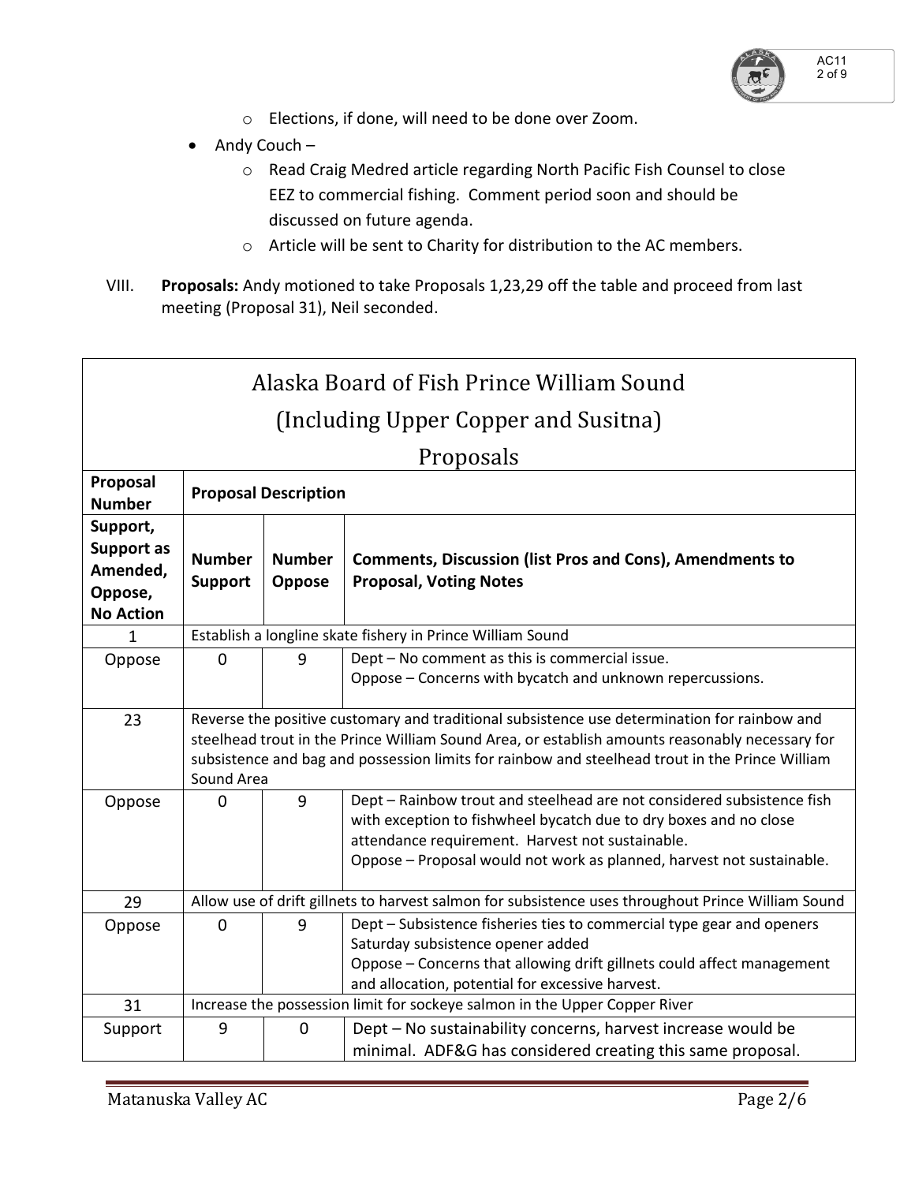- Elections, if done, will need to be done over Zoom.
- Andy Couch –
  - Read Craig Medred article regarding North Pacific Fish Counsel to close EEZ to commercial fishing. Comment period soon and should be discussed on future agenda.
  - Article will be sent to Charity for distribution to the AC members.

VIII. **Proposals:** Andy motioned to take Proposals 1,23,29 off the table and proceed from last meeting (Proposal 31), Neil seconded.

| Alaska Board of Fish Prince William Sound (Including Upper Copper and Susitna) Proposals | | | |
|---|---|---|---|
| **Proposal Number** | **Proposal Description** | | |
| **Support, Support as Amended, Oppose, No Action** | **Number Support** | **Number Oppose** | **Comments, Discussion (list Pros and Cons), Amendments to Proposal, Voting Notes** |
| 1 | Establish a longline skate fishery in Prince William Sound | | |
| Oppose | 0 | 9 | Dept – No comment as this is commercial issue.<br>Oppose – Concerns with bycatch and unknown repercussions. |
| 23 | Reverse the positive customary and traditional subsistence use determination for rainbow and steelhead trout in the Prince William Sound Area, or establish amounts reasonably necessary for subsistence and bag and possession limits for rainbow and steelhead trout in the Prince William Sound Area | | |
| Oppose | 0 | 9 | Dept – Rainbow trout and steelhead are not considered subsistence fish with exception to fishwheel bycatch due to dry boxes and no close attendance requirement. Harvest not sustainable.<br>Oppose – Proposal would not work as planned, harvest not sustainable. |
| 29 | Allow use of drift gillnets to harvest salmon for subsistence uses throughout Prince William Sound | | |
| Oppose | 0 | 9 | Dept – Subsistence fisheries ties to commercial type gear and openers Saturday subsistence opener added<br>Oppose – Concerns that allowing drift gillnets could affect management and allocation, potential for excessive harvest. |
| 31 | Increase the possession limit for sockeye salmon in the Upper Copper River | | |
| Support | 9 | 0 | Dept – No sustainability concerns, harvest increase would be minimal. ADF&G has considered creating this same proposal. |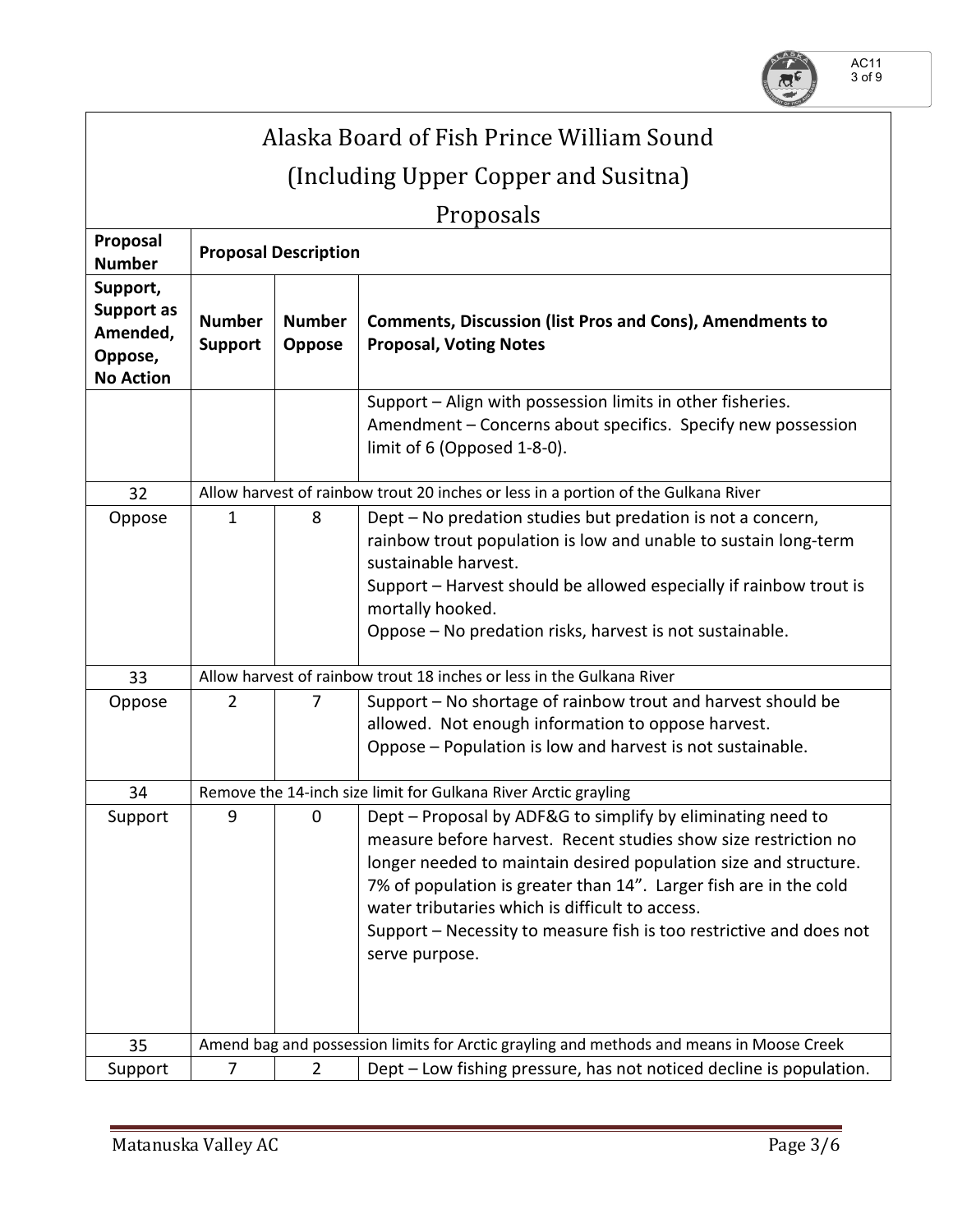# Alaska Board of Fish Prince William Sound (Including Upper Copper and Susitna) Proposals

| Proposal Number | Proposal Description | | |
|---|---|---|---|
| **Support, Support as Amended, Oppose, No Action** | **Number Support** | **Number Oppose** | **Comments, Discussion (list Pros and Cons), Amendments to Proposal, Voting Notes** |
| | | | Support – Align with possession limits in other fisheries.<br>Amendment – Concerns about specifics. Specify new possession limit of 6 (Opposed 1-8-0). |
| 32 | Allow harvest of rainbow trout 20 inches or less in a portion of the Gulkana River | | |
| Oppose | 1 | 8 | Dept – No predation studies but predation is not a concern, rainbow trout population is low and unable to sustain long-term sustainable harvest.<br>Support – Harvest should be allowed especially if rainbow trout is mortally hooked.<br>Oppose – No predation risks, harvest is not sustainable. |
| 33 | Allow harvest of rainbow trout 18 inches or less in the Gulkana River | | |
| Oppose | 2 | 7 | Support – No shortage of rainbow trout and harvest should be allowed. Not enough information to oppose harvest.<br>Oppose – Population is low and harvest is not sustainable. |
| 34 | Remove the 14-inch size limit for Gulkana River Arctic grayling | | |
| Support | 9 | 0 | Dept – Proposal by ADF&G to simplify by eliminating need to measure before harvest. Recent studies show size restriction no longer needed to maintain desired population size and structure. 7% of population is greater than 14". Larger fish are in the cold water tributaries which is difficult to access.<br>Support – Necessity to measure fish is too restrictive and does not serve purpose. |
| 35 | Amend bag and possession limits for Arctic grayling and methods and means in Moose Creek | | |
| Support | 7 | 2 | Dept – Low fishing pressure, has not noticed decline is population. |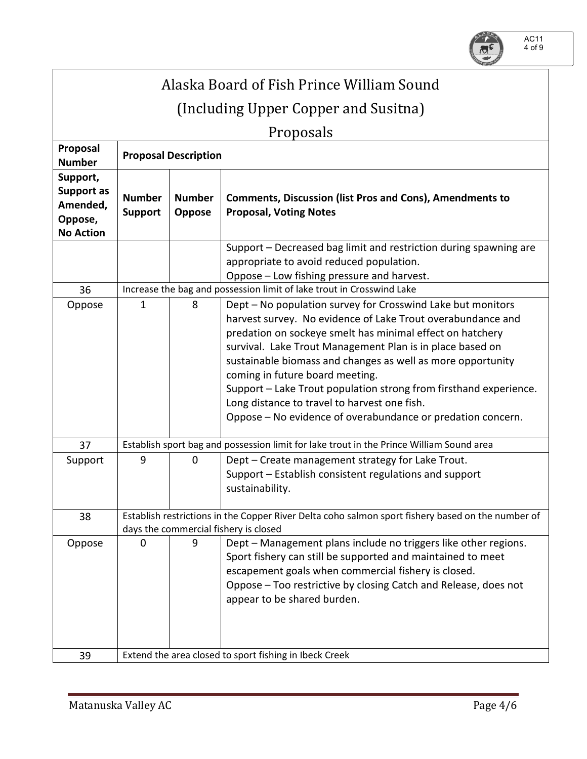# Alaska Board of Fish Prince William Sound (Including Upper Copper and Susitna) Proposals

| Proposal Number | Proposal Description | | |
|---|---|---|---|
| **Support, Support as Amended, Oppose, No Action** | **Number Support** | **Number Oppose** | **Comments, Discussion (list Pros and Cons), Amendments to Proposal, Voting Notes** |
| | | | Support – Decreased bag limit and restriction during spawning are appropriate to avoid reduced population.<br>Oppose – Low fishing pressure and harvest. |
| 36 | Increase the bag and possession limit of lake trout in Crosswind Lake | | |
| Oppose | 1 | 8 | Dept – No population survey for Crosswind Lake but monitors harvest survey. No evidence of Lake Trout overabundance and predation on sockeye smelt has minimal effect on hatchery survival. Lake Trout Management Plan is in place based on sustainable biomass and changes as well as more opportunity coming in future board meeting.<br>Support – Lake Trout population strong from firsthand experience. Long distance to travel to harvest one fish.<br>Oppose – No evidence of overabundance or predation concern. |
| 37 | Establish sport bag and possession limit for lake trout in the Prince William Sound area | | |
| Support | 9 | 0 | Dept – Create management strategy for Lake Trout.<br>Support – Establish consistent regulations and support sustainability. |
| 38 | Establish restrictions in the Copper River Delta coho salmon sport fishery based on the number of days the commercial fishery is closed | | |
| Oppose | 0 | 9 | Dept – Management plans include no triggers like other regions. Sport fishery can still be supported and maintained to meet escapement goals when commercial fishery is closed.<br>Oppose – Too restrictive by closing Catch and Release, does not appear to be shared burden. |
| 39 | Extend the area closed to sport fishing in Ibeck Creek | | |

Matanuska Valley AC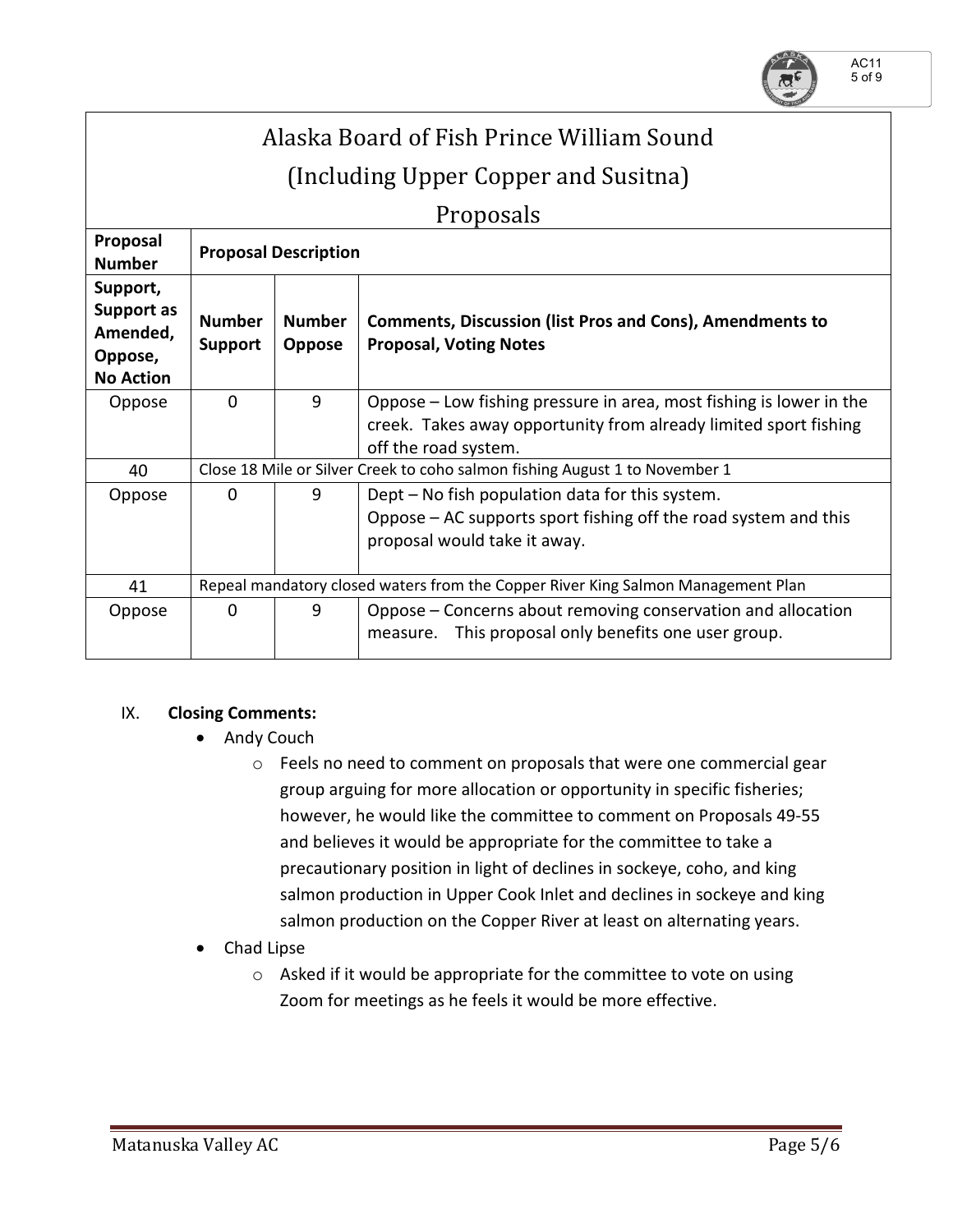# Alaska Board of Fish Prince William Sound

# (Including Upper Copper and Susitna)

# Proposals

| Proposal Number | Proposal Description | | |
|---|---|---|---|
| **Support, Support as Amended, Oppose, No Action** | **Number Support** | **Number Oppose** | **Comments, Discussion (list Pros and Cons), Amendments to Proposal, Voting Notes** |
| Oppose | 0 | 9 | Oppose – Low fishing pressure in area, most fishing is lower in the creek. Takes away opportunity from already limited sport fishing off the road system. |
| 40 | Close 18 Mile or Silver Creek to coho salmon fishing August 1 to November 1 | | |
| Oppose | 0 | 9 | Dept – No fish population data for this system.<br>Oppose – AC supports sport fishing off the road system and this proposal would take it away. |
| 41 | Repeal mandatory closed waters from the Copper River King Salmon Management Plan | | |
| Oppose | 0 | 9 | Oppose – Concerns about removing conservation and allocation measure. This proposal only benefits one user group. |

IX. **Closing Comments:**

- Andy Couch
  - Feels no need to comment on proposals that were one commercial gear group arguing for more allocation or opportunity in specific fisheries; however, he would like the committee to comment on Proposals 49-55 and believes it would be appropriate for the committee to take a precautionary position in light of declines in sockeye, coho, and king salmon production in Upper Cook Inlet and declines in sockeye and king salmon production on the Copper River at least on alternating years.
- Chad Lipse
  - Asked if it would be appropriate for the committee to vote on using Zoom for meetings as he feels it would be more effective.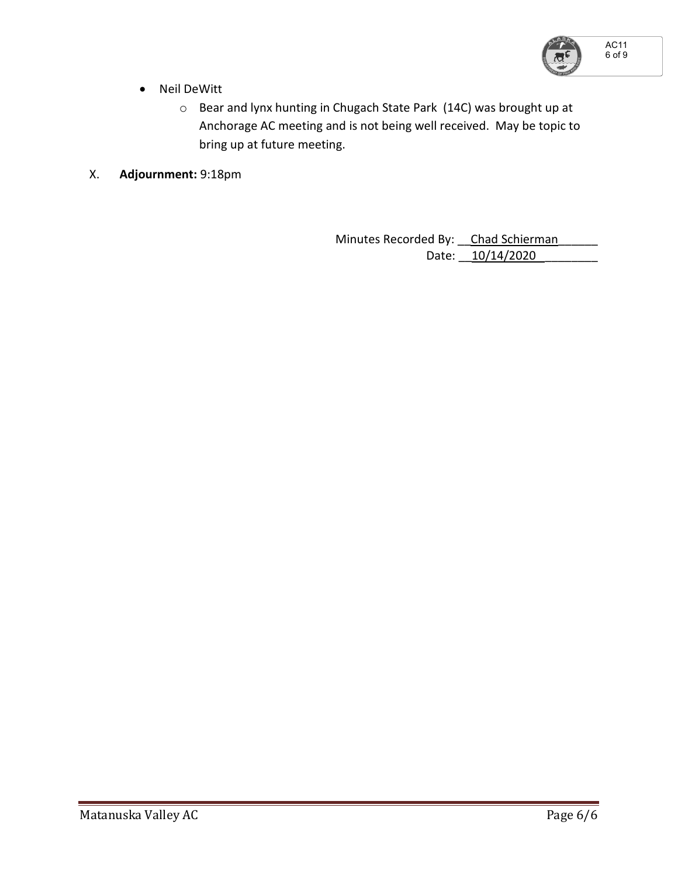- Neil DeWitt
  - Bear and lynx hunting in Chugach State Park (14C) was brought up at Anchorage AC meeting and is not being well received. May be topic to bring up at future meeting.

X. **Adjournment:** 9:18pm

Minutes Recorded By: Chad Schierman

Date: 10/14/2020